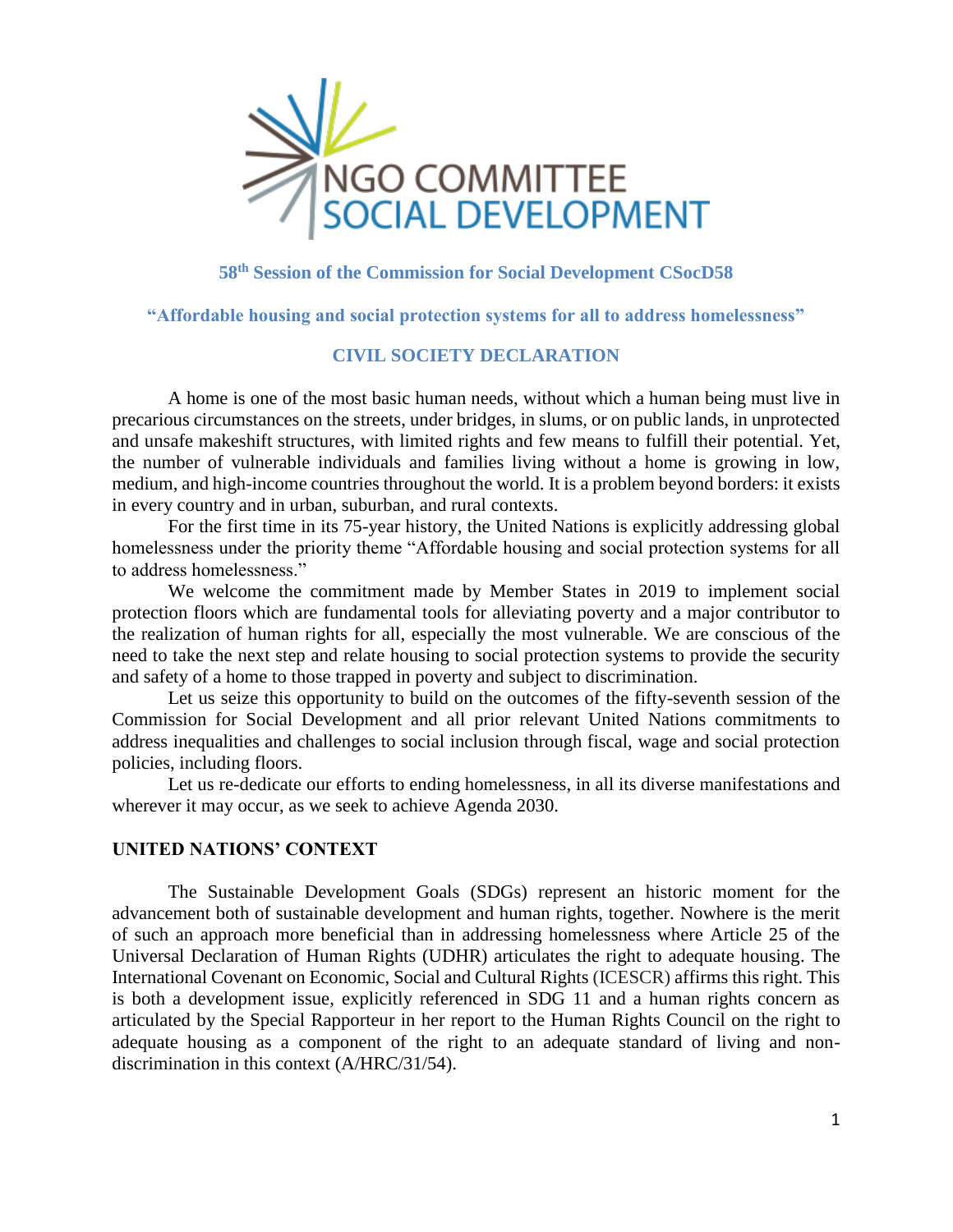NGO COMMITTEE
SOCIAL DEVELOPMENT

## 58th Session of the Commission for Social Development CSocD58

## "Affordable housing and social protection systems for all to address homelessness"

## CIVIL SOCIETY DECLARATION

A home is one of the most basic human needs, without which a human being must live in precarious circumstances on the streets, under bridges, in slums, or on public lands, in unprotected and unsafe makeshift structures, with limited rights and few means to fulfill their potential. Yet, the number of vulnerable individuals and families living without a home is growing in low, medium, and high-income countries throughout the world. It is a problem beyond borders: it exists in every country and in urban, suburban, and rural contexts.

For the first time in its 75-year history, the United Nations is explicitly addressing global homelessness under the priority theme "Affordable housing and social protection systems for all to address homelessness."

We welcome the commitment made by Member States in 2019 to implement social protection floors which are fundamental tools for alleviating poverty and a major contributor to the realization of human rights for all, especially the most vulnerable. We are conscious of the need to take the next step and relate housing to social protection systems to provide the security and safety of a home to those trapped in poverty and subject to discrimination.

Let us seize this opportunity to build on the outcomes of the fifty-seventh session of the Commission for Social Development and all prior relevant United Nations commitments to address inequalities and challenges to social inclusion through fiscal, wage and social protection policies, including floors.

Let us re-dedicate our efforts to ending homelessness, in all its diverse manifestations and wherever it may occur, as we seek to achieve Agenda 2030.

### UNITED NATIONS' CONTEXT

The Sustainable Development Goals (SDGs) represent an historic moment for the advancement both of sustainable development and human rights, together. Nowhere is the merit of such an approach more beneficial than in addressing homelessness where Article 25 of the Universal Declaration of Human Rights (UDHR) articulates the right to adequate housing. The International Covenant on Economic, Social and Cultural Rights (ICESCR) affirms this right. This is both a development issue, explicitly referenced in SDG 11 and a human rights concern as articulated by the Special Rapporteur in her report to the Human Rights Council on the right to adequate housing as a component of the right to an adequate standard of living and non-discrimination in this context (A/HRC/31/54).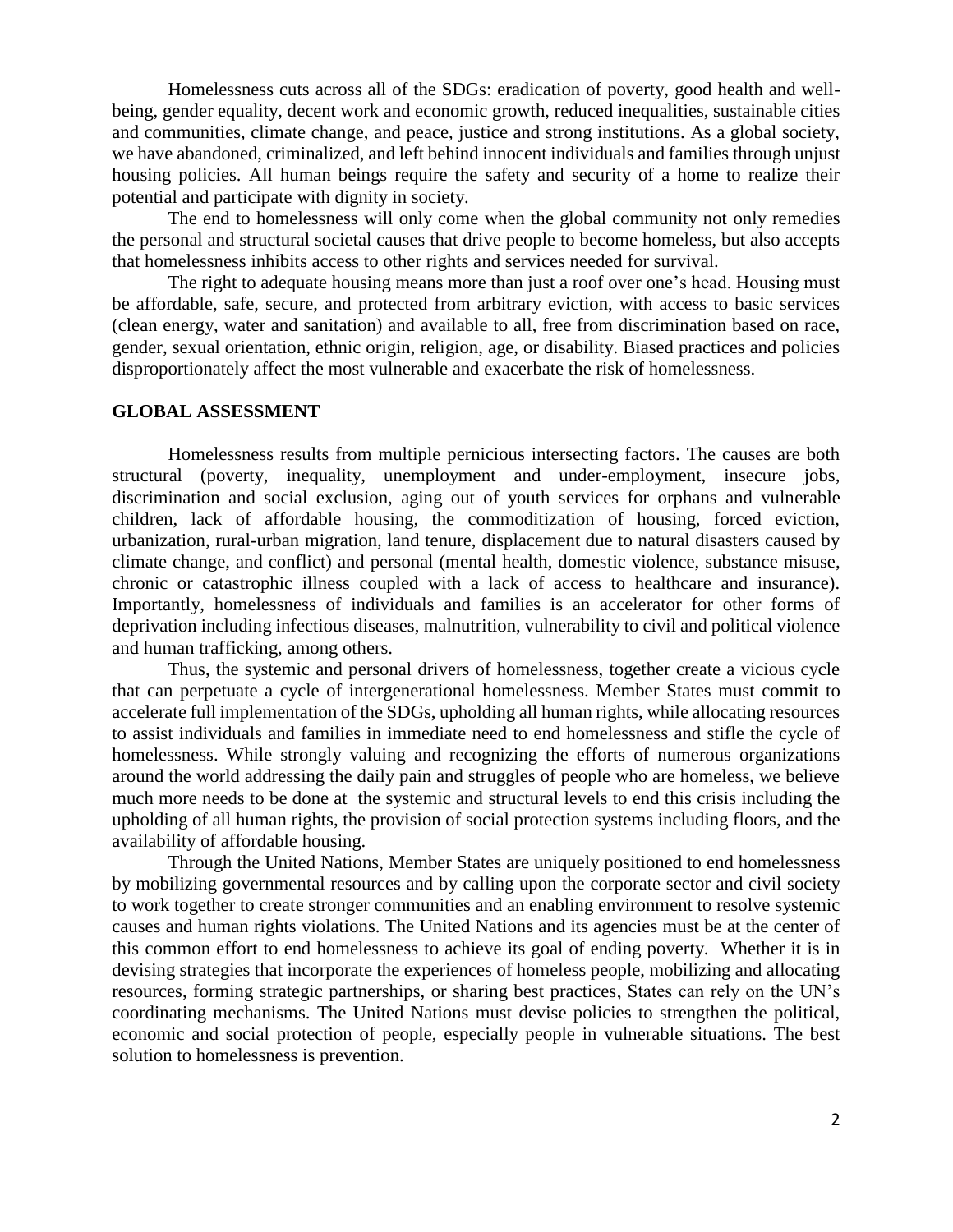Homelessness cuts across all of the SDGs: eradication of poverty, good health and well-being, gender equality, decent work and economic growth, reduced inequalities, sustainable cities and communities, climate change, and peace, justice and strong institutions. As a global society, we have abandoned, criminalized, and left behind innocent individuals and families through unjust housing policies. All human beings require the safety and security of a home to realize their potential and participate with dignity in society.

The end to homelessness will only come when the global community not only remedies the personal and structural societal causes that drive people to become homeless, but also accepts that homelessness inhibits access to other rights and services needed for survival.

The right to adequate housing means more than just a roof over one's head. Housing must be affordable, safe, secure, and protected from arbitrary eviction, with access to basic services (clean energy, water and sanitation) and available to all, free from discrimination based on race, gender, sexual orientation, ethnic origin, religion, age, or disability. Biased practices and policies disproportionately affect the most vulnerable and exacerbate the risk of homelessness.

## GLOBAL ASSESSMENT

Homelessness results from multiple pernicious intersecting factors. The causes are both structural (poverty, inequality, unemployment and under-employment, insecure jobs, discrimination and social exclusion, aging out of youth services for orphans and vulnerable children, lack of affordable housing, the commoditization of housing, forced eviction, urbanization, rural-urban migration, land tenure, displacement due to natural disasters caused by climate change, and conflict) and personal (mental health, domestic violence, substance misuse, chronic or catastrophic illness coupled with a lack of access to healthcare and insurance). Importantly, homelessness of individuals and families is an accelerator for other forms of deprivation including infectious diseases, malnutrition, vulnerability to civil and political violence and human trafficking, among others.

Thus, the systemic and personal drivers of homelessness, together create a vicious cycle that can perpetuate a cycle of intergenerational homelessness. Member States must commit to accelerate full implementation of the SDGs, upholding all human rights, while allocating resources to assist individuals and families in immediate need to end homelessness and stifle the cycle of homelessness. While strongly valuing and recognizing the efforts of numerous organizations around the world addressing the daily pain and struggles of people who are homeless, we believe much more needs to be done at the systemic and structural levels to end this crisis including the upholding of all human rights, the provision of social protection systems including floors, and the availability of affordable housing.

Through the United Nations, Member States are uniquely positioned to end homelessness by mobilizing governmental resources and by calling upon the corporate sector and civil society to work together to create stronger communities and an enabling environment to resolve systemic causes and human rights violations. The United Nations and its agencies must be at the center of this common effort to end homelessness to achieve its goal of ending poverty. Whether it is in devising strategies that incorporate the experiences of homeless people, mobilizing and allocating resources, forming strategic partnerships, or sharing best practices, States can rely on the UN's coordinating mechanisms. The United Nations must devise policies to strengthen the political, economic and social protection of people, especially people in vulnerable situations. The best solution to homelessness is prevention.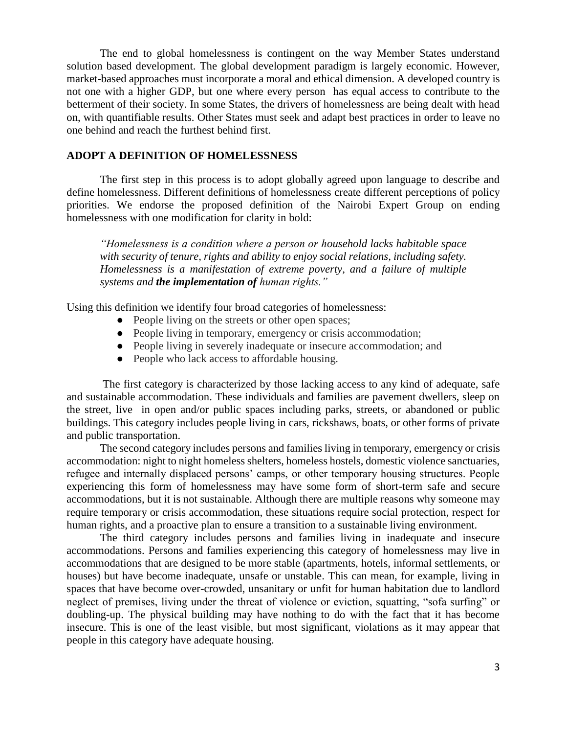The end to global homelessness is contingent on the way Member States understand solution based development. The global development paradigm is largely economic. However, market-based approaches must incorporate a moral and ethical dimension. A developed country is not one with a higher GDP, but one where every person has equal access to contribute to the betterment of their society. In some States, the drivers of homelessness are being dealt with head on, with quantifiable results. Other States must seek and adapt best practices in order to leave no one behind and reach the furthest behind first.

## ADOPT A DEFINITION OF HOMELESSNESS

The first step in this process is to adopt globally agreed upon language to describe and define homelessness. Different definitions of homelessness create different perceptions of policy priorities. We endorse the proposed definition of the Nairobi Expert Group on ending homelessness with one modification for clarity in bold:

> *"Homelessness is a condition where a person or household lacks habitable space with security of tenure, rights and ability to enjoy social relations, including safety. Homelessness is a manifestation of extreme poverty, and a failure of multiple systems and* ***the implementation of*** *human rights."*

Using this definition we identify four broad categories of homelessness:

- People living on the streets or other open spaces;
- People living in temporary, emergency or crisis accommodation;
- People living in severely inadequate or insecure accommodation; and
- People who lack access to affordable housing.

The first category is characterized by those lacking access to any kind of adequate, safe and sustainable accommodation. These individuals and families are pavement dwellers, sleep on the street, live in open and/or public spaces including parks, streets, or abandoned or public buildings. This category includes people living in cars, rickshaws, boats, or other forms of private and public transportation.

The second category includes persons and families living in temporary, emergency or crisis accommodation: night to night homeless shelters, homeless hostels, domestic violence sanctuaries, refugee and internally displaced persons' camps, or other temporary housing structures. People experiencing this form of homelessness may have some form of short-term safe and secure accommodations, but it is not sustainable. Although there are multiple reasons why someone may require temporary or crisis accommodation, these situations require social protection, respect for human rights, and a proactive plan to ensure a transition to a sustainable living environment.

The third category includes persons and families living in inadequate and insecure accommodations. Persons and families experiencing this category of homelessness may live in accommodations that are designed to be more stable (apartments, hotels, informal settlements, or houses) but have become inadequate, unsafe or unstable. This can mean, for example, living in spaces that have become over-crowded, unsanitary or unfit for human habitation due to landlord neglect of premises, living under the threat of violence or eviction, squatting, "sofa surfing" or doubling-up. The physical building may have nothing to do with the fact that it has become insecure. This is one of the least visible, but most significant, violations as it may appear that people in this category have adequate housing.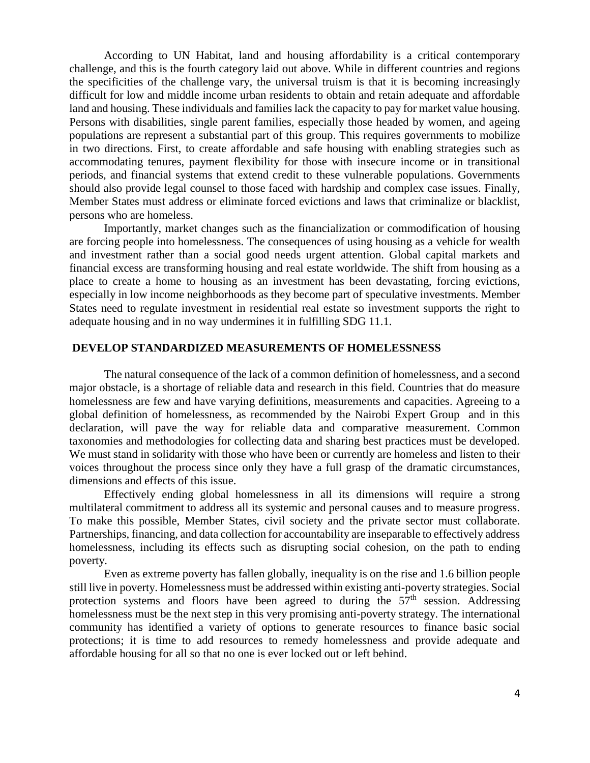According to UN Habitat, land and housing affordability is a critical contemporary challenge, and this is the fourth category laid out above. While in different countries and regions the specificities of the challenge vary, the universal truism is that it is becoming increasingly difficult for low and middle income urban residents to obtain and retain adequate and affordable land and housing. These individuals and families lack the capacity to pay for market value housing. Persons with disabilities, single parent families, especially those headed by women, and ageing populations are represent a substantial part of this group. This requires governments to mobilize in two directions. First, to create affordable and safe housing with enabling strategies such as accommodating tenures, payment flexibility for those with insecure income or in transitional periods, and financial systems that extend credit to these vulnerable populations. Governments should also provide legal counsel to those faced with hardship and complex case issues. Finally, Member States must address or eliminate forced evictions and laws that criminalize or blacklist, persons who are homeless.

Importantly, market changes such as the financialization or commodification of housing are forcing people into homelessness. The consequences of using housing as a vehicle for wealth and investment rather than a social good needs urgent attention. Global capital markets and financial excess are transforming housing and real estate worldwide. The shift from housing as a place to create a home to housing as an investment has been devastating, forcing evictions, especially in low income neighborhoods as they become part of speculative investments. Member States need to regulate investment in residential real estate so investment supports the right to adequate housing and in no way undermines it in fulfilling SDG 11.1.

## DEVELOP STANDARDIZED MEASUREMENTS OF HOMELESSNESS

The natural consequence of the lack of a common definition of homelessness, and a second major obstacle, is a shortage of reliable data and research in this field. Countries that do measure homelessness are few and have varying definitions, measurements and capacities. Agreeing to a global definition of homelessness, as recommended by the Nairobi Expert Group and in this declaration, will pave the way for reliable data and comparative measurement. Common taxonomies and methodologies for collecting data and sharing best practices must be developed. We must stand in solidarity with those who have been or currently are homeless and listen to their voices throughout the process since only they have a full grasp of the dramatic circumstances, dimensions and effects of this issue.

Effectively ending global homelessness in all its dimensions will require a strong multilateral commitment to address all its systemic and personal causes and to measure progress. To make this possible, Member States, civil society and the private sector must collaborate. Partnerships, financing, and data collection for accountability are inseparable to effectively address homelessness, including its effects such as disrupting social cohesion, on the path to ending poverty.

Even as extreme poverty has fallen globally, inequality is on the rise and 1.6 billion people still live in poverty. Homelessness must be addressed within existing anti-poverty strategies. Social protection systems and floors have been agreed to during the 57th session. Addressing homelessness must be the next step in this very promising anti-poverty strategy. The international community has identified a variety of options to generate resources to finance basic social protections; it is time to add resources to remedy homelessness and provide adequate and affordable housing for all so that no one is ever locked out or left behind.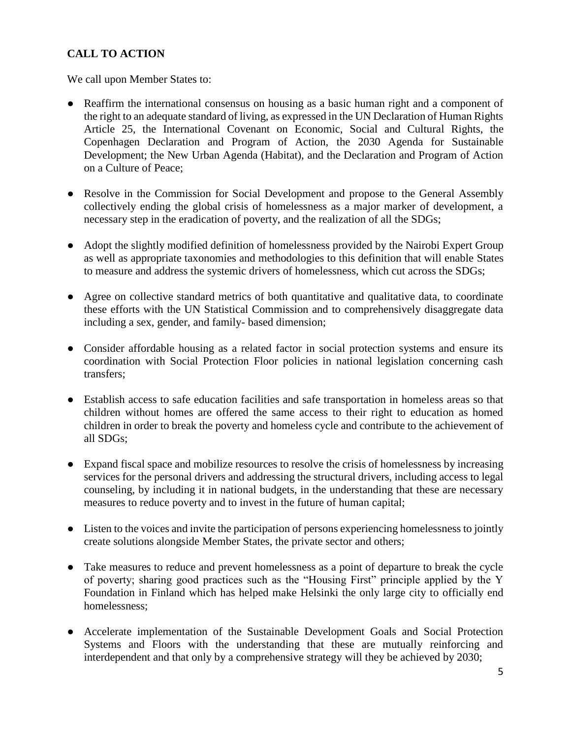**CALL TO ACTION**

We call upon Member States to:

- Reaffirm the international consensus on housing as a basic human right and a component of the right to an adequate standard of living, as expressed in the UN Declaration of Human Rights Article 25, the International Covenant on Economic, Social and Cultural Rights, the Copenhagen Declaration and Program of Action, the 2030 Agenda for Sustainable Development; the New Urban Agenda (Habitat), and the Declaration and Program of Action on a Culture of Peace;

- Resolve in the Commission for Social Development and propose to the General Assembly collectively ending the global crisis of homelessness as a major marker of development, a necessary step in the eradication of poverty, and the realization of all the SDGs;

- Adopt the slightly modified definition of homelessness provided by the Nairobi Expert Group as well as appropriate taxonomies and methodologies to this definition that will enable States to measure and address the systemic drivers of homelessness, which cut across the SDGs;

- Agree on collective standard metrics of both quantitative and qualitative data, to coordinate these efforts with the UN Statistical Commission and to comprehensively disaggregate data including a sex, gender, and family- based dimension;

- Consider affordable housing as a related factor in social protection systems and ensure its coordination with Social Protection Floor policies in national legislation concerning cash transfers;

- Establish access to safe education facilities and safe transportation in homeless areas so that children without homes are offered the same access to their right to education as homed children in order to break the poverty and homeless cycle and contribute to the achievement of all SDGs;

- Expand fiscal space and mobilize resources to resolve the crisis of homelessness by increasing services for the personal drivers and addressing the structural drivers, including access to legal counseling, by including it in national budgets, in the understanding that these are necessary measures to reduce poverty and to invest in the future of human capital;

- Listen to the voices and invite the participation of persons experiencing homelessness to jointly create solutions alongside Member States, the private sector and others;

- Take measures to reduce and prevent homelessness as a point of departure to break the cycle of poverty; sharing good practices such as the "Housing First" principle applied by the Y Foundation in Finland which has helped make Helsinki the only large city to officially end homelessness;

- Accelerate implementation of the Sustainable Development Goals and Social Protection Systems and Floors with the understanding that these are mutually reinforcing and interdependent and that only by a comprehensive strategy will they be achieved by 2030;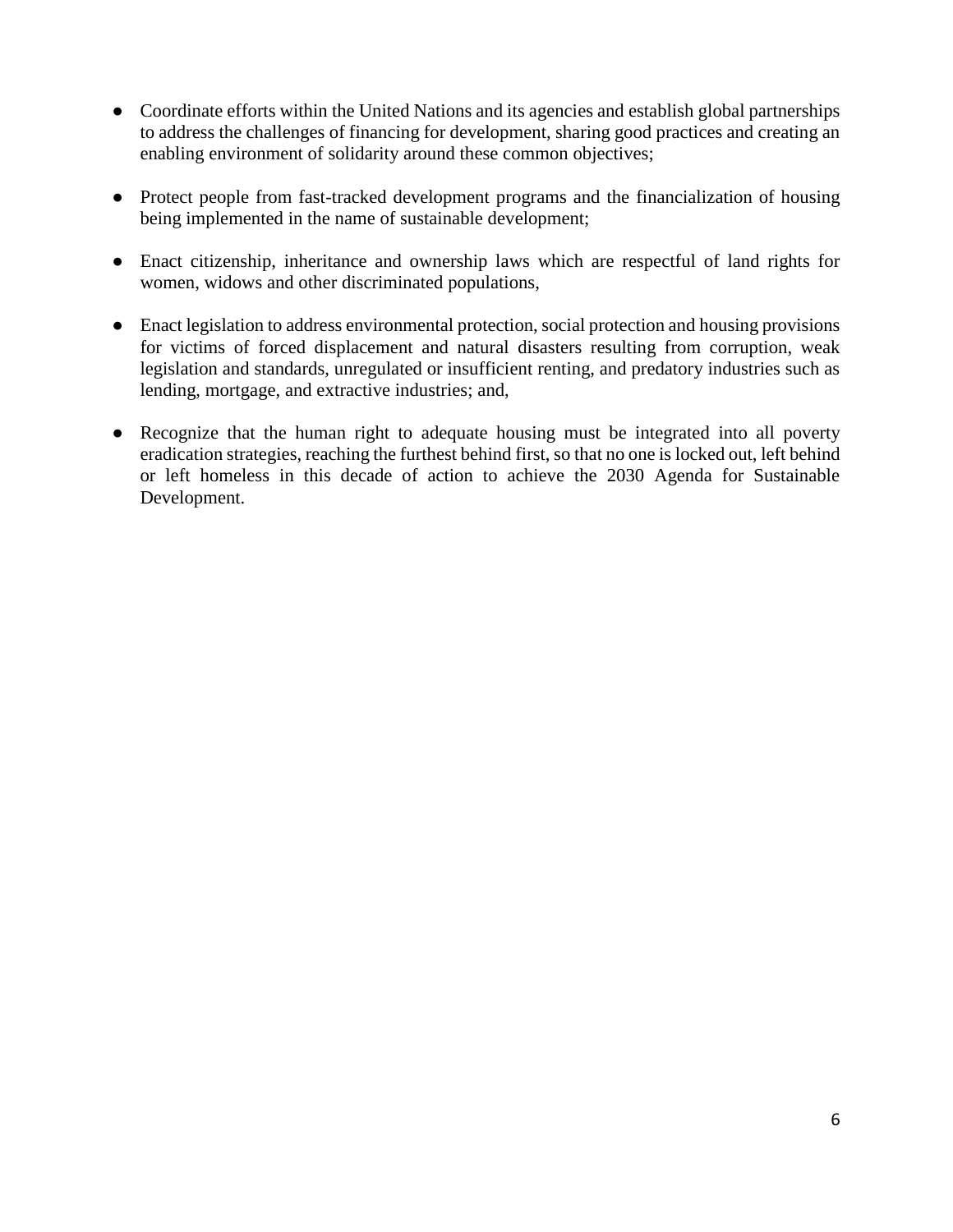- Coordinate efforts within the United Nations and its agencies and establish global partnerships to address the challenges of financing for development, sharing good practices and creating an enabling environment of solidarity around these common objectives;

- Protect people from fast-tracked development programs and the financialization of housing being implemented in the name of sustainable development;

- Enact citizenship, inheritance and ownership laws which are respectful of land rights for women, widows and other discriminated populations,

- Enact legislation to address environmental protection, social protection and housing provisions for victims of forced displacement and natural disasters resulting from corruption, weak legislation and standards, unregulated or insufficient renting, and predatory industries such as lending, mortgage, and extractive industries; and,

- Recognize that the human right to adequate housing must be integrated into all poverty eradication strategies, reaching the furthest behind first, so that no one is locked out, left behind or left homeless in this decade of action to achieve the 2030 Agenda for Sustainable Development.